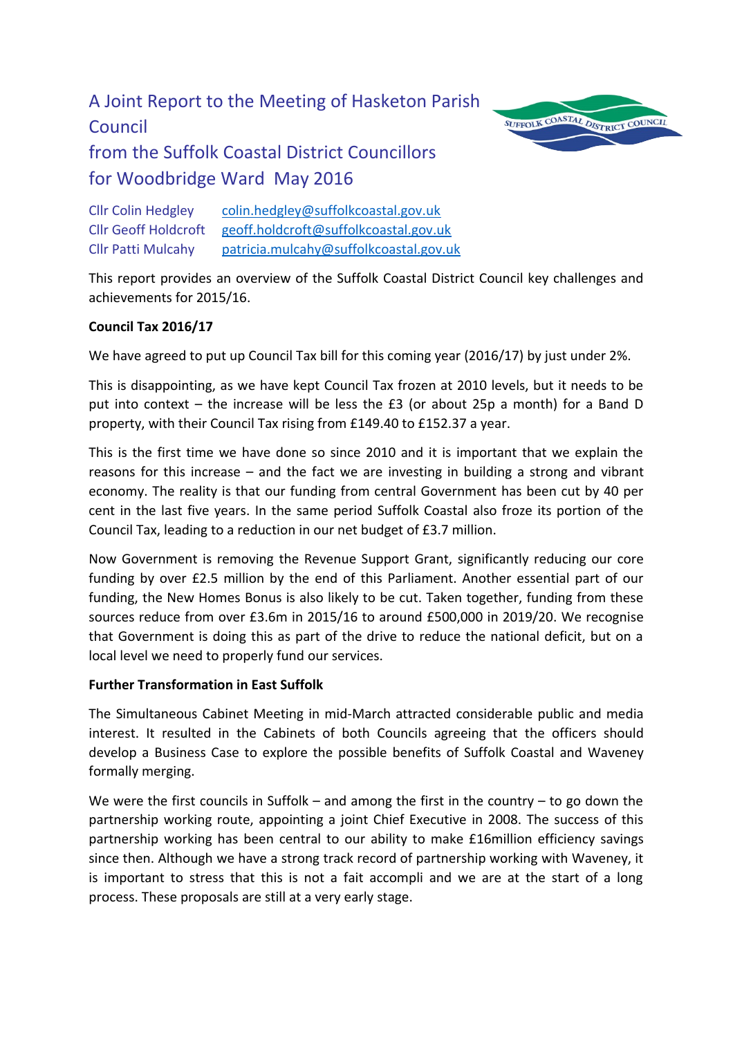# A Joint Report to the Meeting of Hasketon Parish Council from the Suffolk Coastal District Councillors for Woodbridge Ward May 2016

Cllr Colin Hedgley colin.hedgley@suffolkcoastal.gov.uk
Cllr Geoff Holdcroft geoff.holdcroft@suffolkcoastal.gov.uk
Cllr Patti Mulcahy patricia.mulcahy@suffolkcoastal.gov.uk

This report provides an overview of the Suffolk Coastal District Council key challenges and achievements for 2015/16.

**Council Tax 2016/17**

We have agreed to put up Council Tax bill for this coming year (2016/17) by just under 2%.

This is disappointing, as we have kept Council Tax frozen at 2010 levels, but it needs to be put into context – the increase will be less the £3 (or about 25p a month) for a Band D property, with their Council Tax rising from £149.40 to £152.37 a year.

This is the first time we have done so since 2010 and it is important that we explain the reasons for this increase – and the fact we are investing in building a strong and vibrant economy. The reality is that our funding from central Government has been cut by 40 per cent in the last five years. In the same period Suffolk Coastal also froze its portion of the Council Tax, leading to a reduction in our net budget of £3.7 million.

Now Government is removing the Revenue Support Grant, significantly reducing our core funding by over £2.5 million by the end of this Parliament. Another essential part of our funding, the New Homes Bonus is also likely to be cut. Taken together, funding from these sources reduce from over £3.6m in 2015/16 to around £500,000 in 2019/20. We recognise that Government is doing this as part of the drive to reduce the national deficit, but on a local level we need to properly fund our services.

**Further Transformation in East Suffolk**

The Simultaneous Cabinet Meeting in mid-March attracted considerable public and media interest. It resulted in the Cabinets of both Councils agreeing that the officers should develop a Business Case to explore the possible benefits of Suffolk Coastal and Waveney formally merging.

We were the first councils in Suffolk – and among the first in the country – to go down the partnership working route, appointing a joint Chief Executive in 2008. The success of this partnership working has been central to our ability to make £16million efficiency savings since then. Although we have a strong track record of partnership working with Waveney, it is important to stress that this is not a fait accompli and we are at the start of a long process. These proposals are still at a very early stage.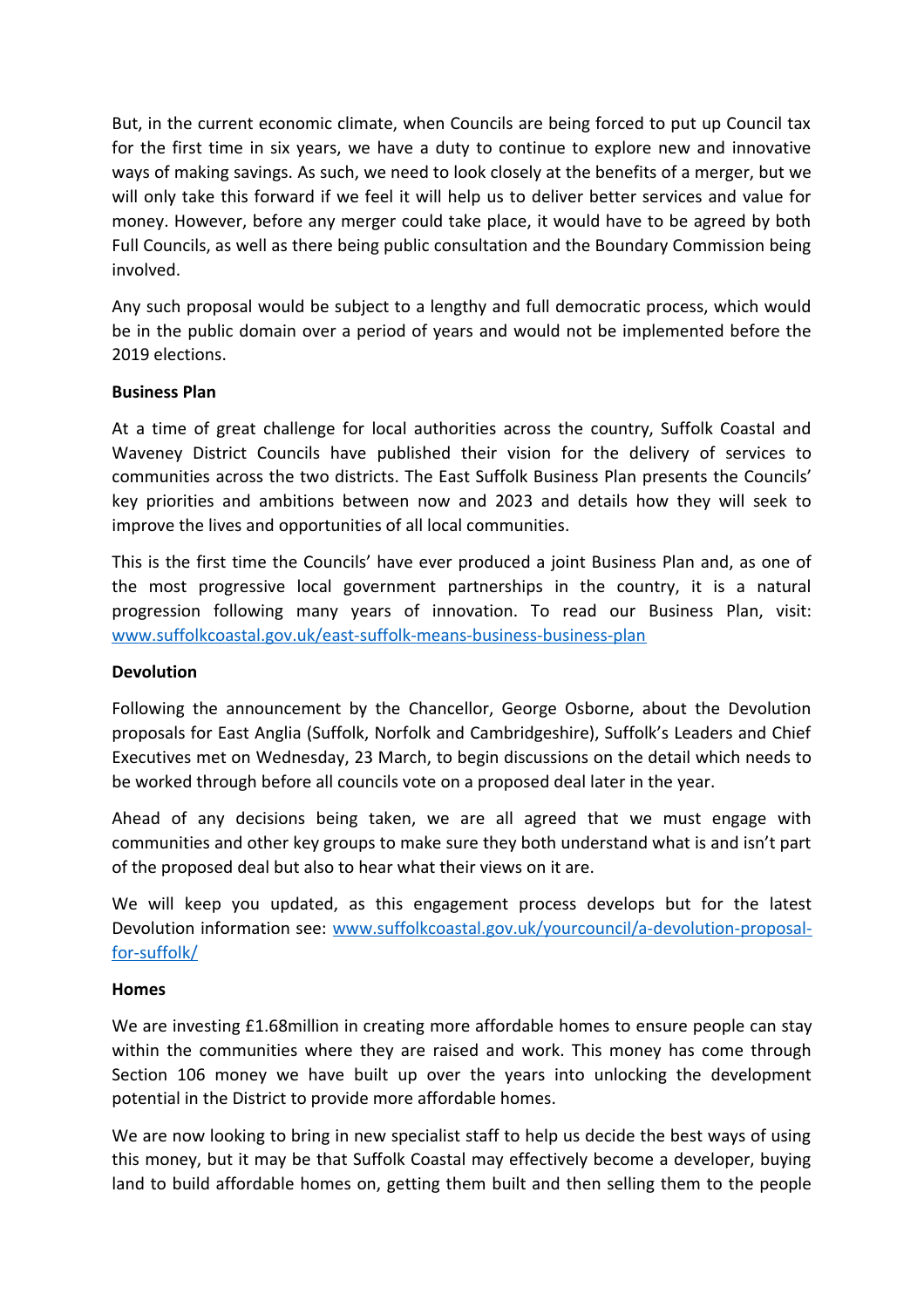But, in the current economic climate, when Councils are being forced to put up Council tax for the first time in six years, we have a duty to continue to explore new and innovative ways of making savings. As such, we need to look closely at the benefits of a merger, but we will only take this forward if we feel it will help us to deliver better services and value for money. However, before any merger could take place, it would have to be agreed by both Full Councils, as well as there being public consultation and the Boundary Commission being involved.

Any such proposal would be subject to a lengthy and full democratic process, which would be in the public domain over a period of years and would not be implemented before the 2019 elections.

**Business Plan**

At a time of great challenge for local authorities across the country, Suffolk Coastal and Waveney District Councils have published their vision for the delivery of services to communities across the two districts. The East Suffolk Business Plan presents the Councils' key priorities and ambitions between now and 2023 and details how they will seek to improve the lives and opportunities of all local communities.

This is the first time the Councils' have ever produced a joint Business Plan and, as one of the most progressive local government partnerships in the country, it is a natural progression following many years of innovation. To read our Business Plan, visit: [www.suffolkcoastal.gov.uk/east-suffolk-means-business-business-plan](www.suffolkcoastal.gov.uk/east-suffolk-means-business-business-plan)

**Devolution**

Following the announcement by the Chancellor, George Osborne, about the Devolution proposals for East Anglia (Suffolk, Norfolk and Cambridgeshire), Suffolk's Leaders and Chief Executives met on Wednesday, 23 March, to begin discussions on the detail which needs to be worked through before all councils vote on a proposed deal later in the year.

Ahead of any decisions being taken, we are all agreed that we must engage with communities and other key groups to make sure they both understand what is and isn't part of the proposed deal but also to hear what their views on it are.

We will keep you updated, as this engagement process develops but for the latest Devolution information see: [www.suffolkcoastal.gov.uk/yourcouncil/a-devolution-proposal-for-suffolk/](www.suffolkcoastal.gov.uk/yourcouncil/a-devolution-proposal-for-suffolk/)

**Homes**

We are investing £1.68million in creating more affordable homes to ensure people can stay within the communities where they are raised and work. This money has come through Section 106 money we have built up over the years into unlocking the development potential in the District to provide more affordable homes.

We are now looking to bring in new specialist staff to help us decide the best ways of using this money, but it may be that Suffolk Coastal may effectively become a developer, buying land to build affordable homes on, getting them built and then selling them to the people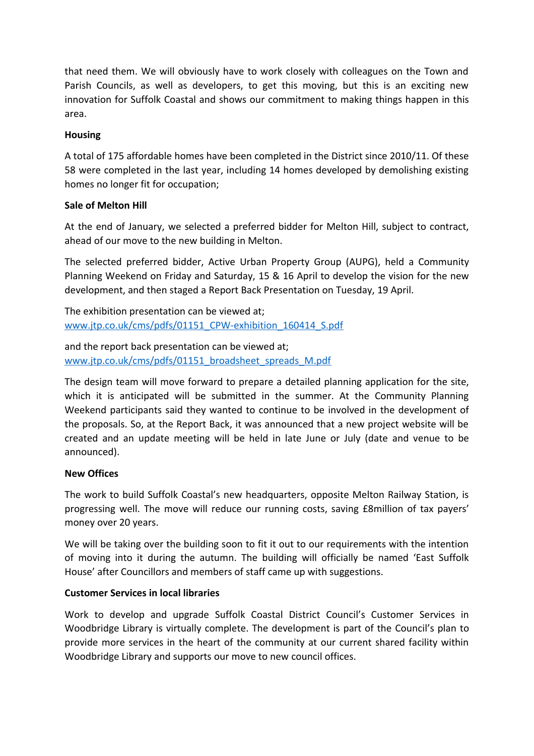that need them. We will obviously have to work closely with colleagues on the Town and Parish Councils, as well as developers, to get this moving, but this is an exciting new innovation for Suffolk Coastal and shows our commitment to making things happen in this area.

**Housing**

A total of 175 affordable homes have been completed in the District since 2010/11. Of these 58 were completed in the last year, including 14 homes developed by demolishing existing homes no longer fit for occupation;

**Sale of Melton Hill**

At the end of January, we selected a preferred bidder for Melton Hill, subject to contract, ahead of our move to the new building in Melton.

The selected preferred bidder, Active Urban Property Group (AUPG), held a Community Planning Weekend on Friday and Saturday, 15 & 16 April to develop the vision for the new development, and then staged a Report Back Presentation on Tuesday, 19 April.

The exhibition presentation can be viewed at;
[www.jtp.co.uk/cms/pdfs/01151_CPW-exhibition_160414_S.pdf](http://www.jtp.co.uk/cms/pdfs/01151_CPW-exhibition_160414_S.pdf)

and the report back presentation can be viewed at;
[www.jtp.co.uk/cms/pdfs/01151_broadsheet_spreads_M.pdf](http://www.jtp.co.uk/cms/pdfs/01151_broadsheet_spreads_M.pdf)

The design team will move forward to prepare a detailed planning application for the site, which it is anticipated will be submitted in the summer. At the Community Planning Weekend participants said they wanted to continue to be involved in the development of the proposals. So, at the Report Back, it was announced that a new project website will be created and an update meeting will be held in late June or July (date and venue to be announced).

**New Offices**

The work to build Suffolk Coastal's new headquarters, opposite Melton Railway Station, is progressing well. The move will reduce our running costs, saving £8million of tax payers' money over 20 years.

We will be taking over the building soon to fit it out to our requirements with the intention of moving into it during the autumn. The building will officially be named 'East Suffolk House' after Councillors and members of staff came up with suggestions.

**Customer Services in local libraries**

Work to develop and upgrade Suffolk Coastal District Council's Customer Services in Woodbridge Library is virtually complete. The development is part of the Council's plan to provide more services in the heart of the community at our current shared facility within Woodbridge Library and supports our move to new council offices.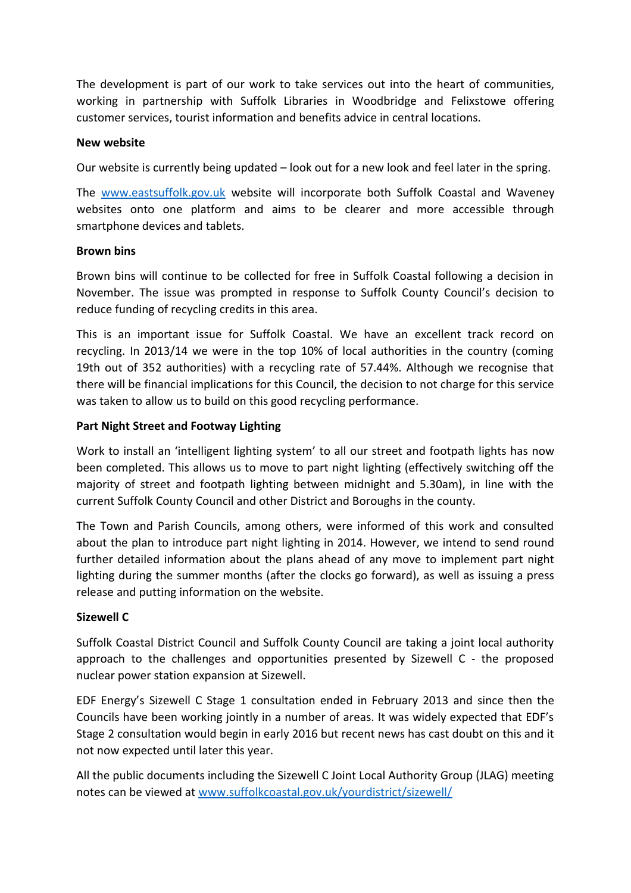The development is part of our work to take services out into the heart of communities, working in partnership with Suffolk Libraries in Woodbridge and Felixstowe offering customer services, tourist information and benefits advice in central locations.

**New website**

Our website is currently being updated – look out for a new look and feel later in the spring.

The [www.eastsuffolk.gov.uk](http://www.eastsuffolk.gov.uk) website will incorporate both Suffolk Coastal and Waveney websites onto one platform and aims to be clearer and more accessible through smartphone devices and tablets.

**Brown bins**

Brown bins will continue to be collected for free in Suffolk Coastal following a decision in November. The issue was prompted in response to Suffolk County Council's decision to reduce funding of recycling credits in this area.

This is an important issue for Suffolk Coastal. We have an excellent track record on recycling. In 2013/14 we were in the top 10% of local authorities in the country (coming 19th out of 352 authorities) with a recycling rate of 57.44%. Although we recognise that there will be financial implications for this Council, the decision to not charge for this service was taken to allow us to build on this good recycling performance.

**Part Night Street and Footway Lighting**

Work to install an 'intelligent lighting system' to all our street and footpath lights has now been completed. This allows us to move to part night lighting (effectively switching off the majority of street and footpath lighting between midnight and 5.30am), in line with the current Suffolk County Council and other District and Boroughs in the county.

The Town and Parish Councils, among others, were informed of this work and consulted about the plan to introduce part night lighting in 2014. However, we intend to send round further detailed information about the plans ahead of any move to implement part night lighting during the summer months (after the clocks go forward), as well as issuing a press release and putting information on the website.

**Sizewell C**

Suffolk Coastal District Council and Suffolk County Council are taking a joint local authority approach to the challenges and opportunities presented by Sizewell C - the proposed nuclear power station expansion at Sizewell.

EDF Energy's Sizewell C Stage 1 consultation ended in February 2013 and since then the Councils have been working jointly in a number of areas. It was widely expected that EDF's Stage 2 consultation would begin in early 2016 but recent news has cast doubt on this and it not now expected until later this year.

All the public documents including the Sizewell C Joint Local Authority Group (JLAG) meeting notes can be viewed at [www.suffolkcoastal.gov.uk/yourdistrict/sizewell/](http://www.suffolkcoastal.gov.uk/yourdistrict/sizewell/)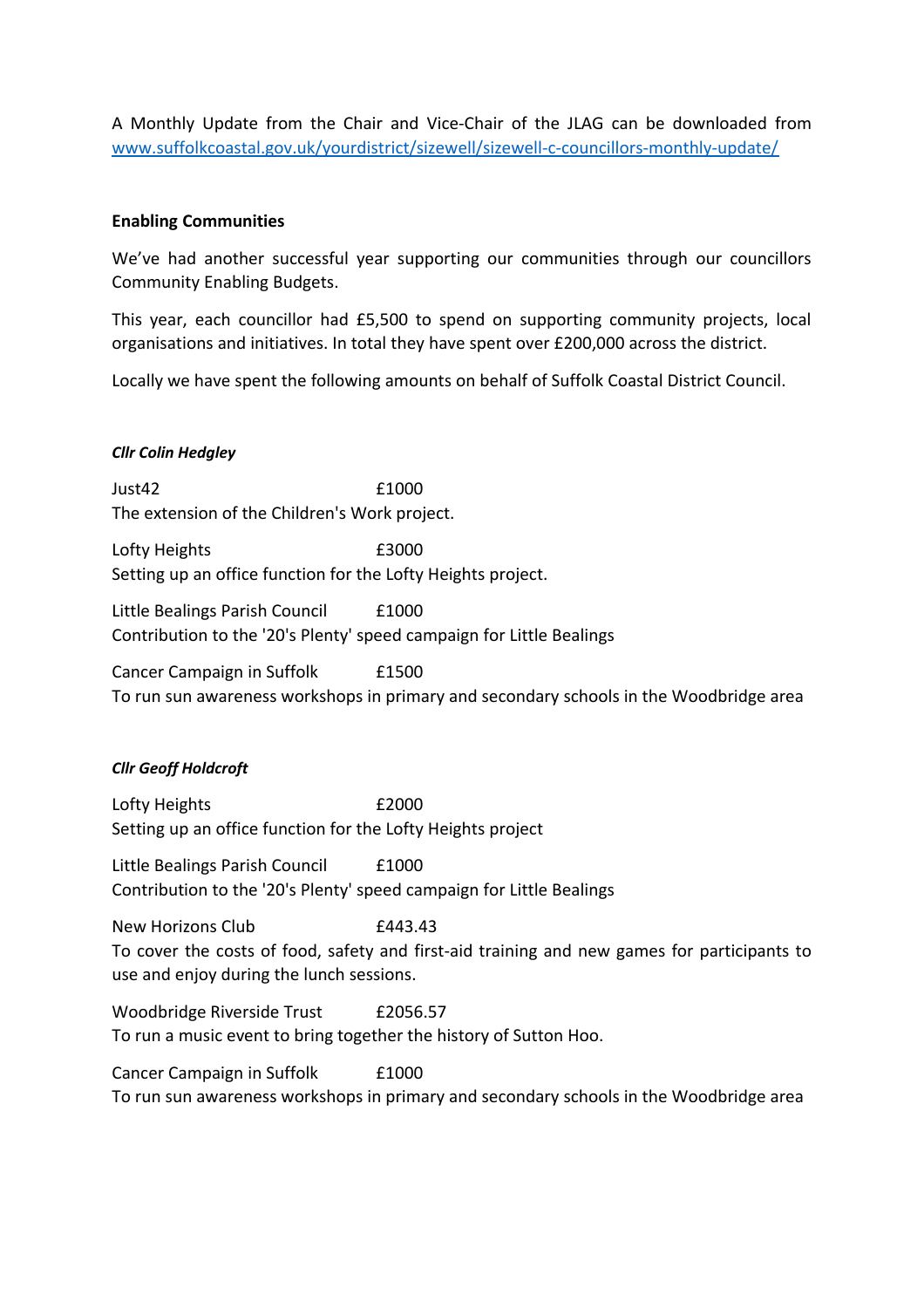A Monthly Update from the Chair and Vice-Chair of the JLAG can be downloaded from [www.suffolkcoastal.gov.uk/yourdistrict/sizewell/sizewell-c-councillors-monthly-update/](http://www.suffolkcoastal.gov.uk/yourdistrict/sizewell/sizewell-c-councillors-monthly-update/)

**Enabling Communities**

We've had another successful year supporting our communities through our councillors Community Enabling Budgets.

This year, each councillor had £5,500 to spend on supporting community projects, local organisations and initiatives. In total they have spent over £200,000 across the district.

Locally we have spent the following amounts on behalf of Suffolk Coastal District Council.

***Cllr Colin Hedgley***

Just42 £1000
The extension of the Children's Work project.

Lofty Heights £3000
Setting up an office function for the Lofty Heights project.

Little Bealings Parish Council £1000
Contribution to the '20's Plenty' speed campaign for Little Bealings

Cancer Campaign in Suffolk £1500
To run sun awareness workshops in primary and secondary schools in the Woodbridge area

***Cllr Geoff Holdcroft***

Lofty Heights £2000
Setting up an office function for the Lofty Heights project

Little Bealings Parish Council £1000
Contribution to the '20's Plenty' speed campaign for Little Bealings

New Horizons Club £443.43
To cover the costs of food, safety and first-aid training and new games for participants to use and enjoy during the lunch sessions.

Woodbridge Riverside Trust £2056.57
To run a music event to bring together the history of Sutton Hoo.

Cancer Campaign in Suffolk £1000
To run sun awareness workshops in primary and secondary schools in the Woodbridge area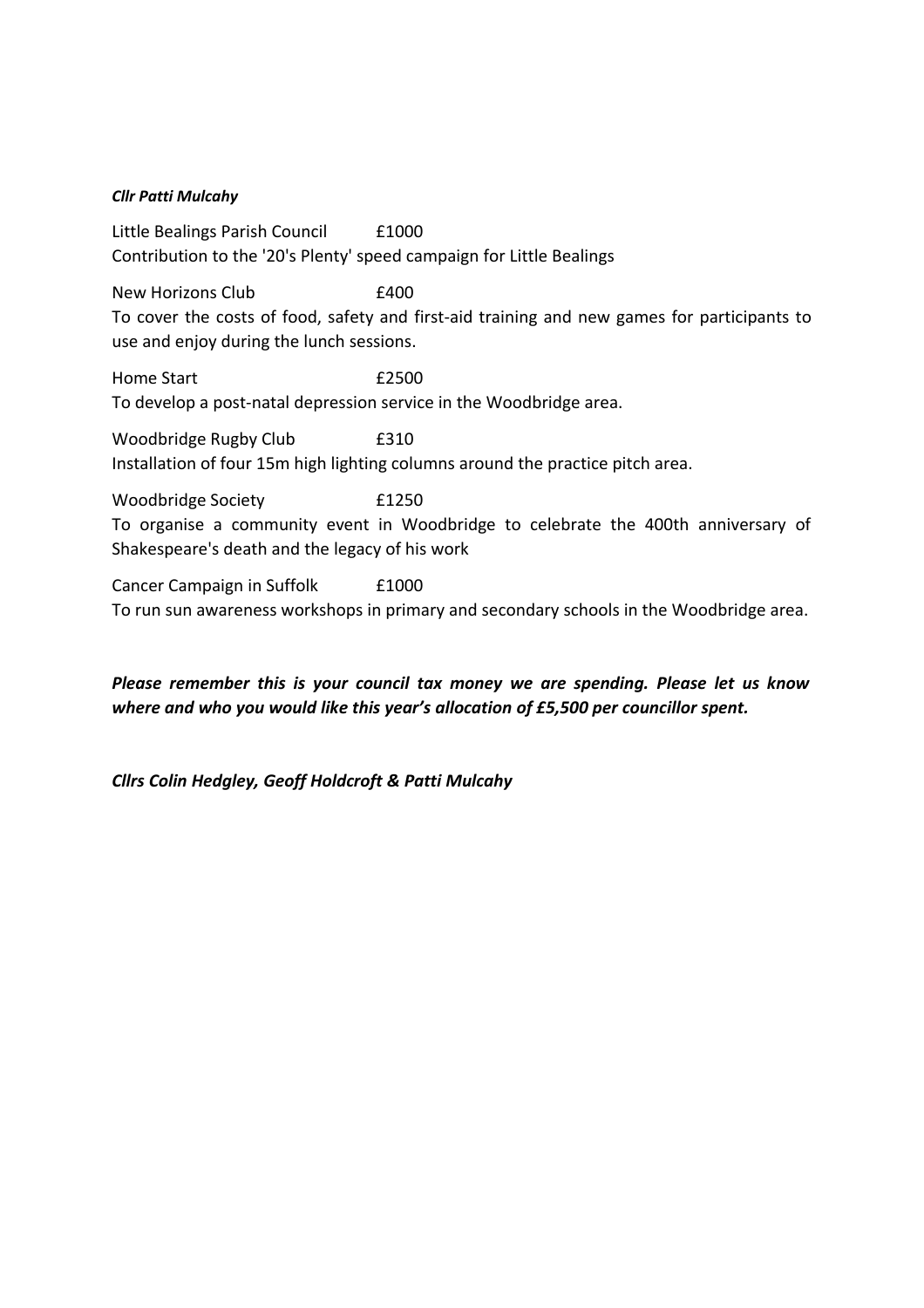***Cllr Patti Mulcahy***

Little Bealings Parish Council £1000
Contribution to the '20's Plenty' speed campaign for Little Bealings

New Horizons Club £400
To cover the costs of food, safety and first-aid training and new games for participants to use and enjoy during the lunch sessions.

Home Start £2500
To develop a post-natal depression service in the Woodbridge area.

Woodbridge Rugby Club £310
Installation of four 15m high lighting columns around the practice pitch area.

Woodbridge Society £1250
To organise a community event in Woodbridge to celebrate the 400th anniversary of Shakespeare's death and the legacy of his work

Cancer Campaign in Suffolk £1000
To run sun awareness workshops in primary and secondary schools in the Woodbridge area.

***Please remember this is your council tax money we are spending. Please let us know where and who you would like this year's allocation of £5,500 per councillor spent.***

***Cllrs Colin Hedgley, Geoff Holdcroft & Patti Mulcahy***